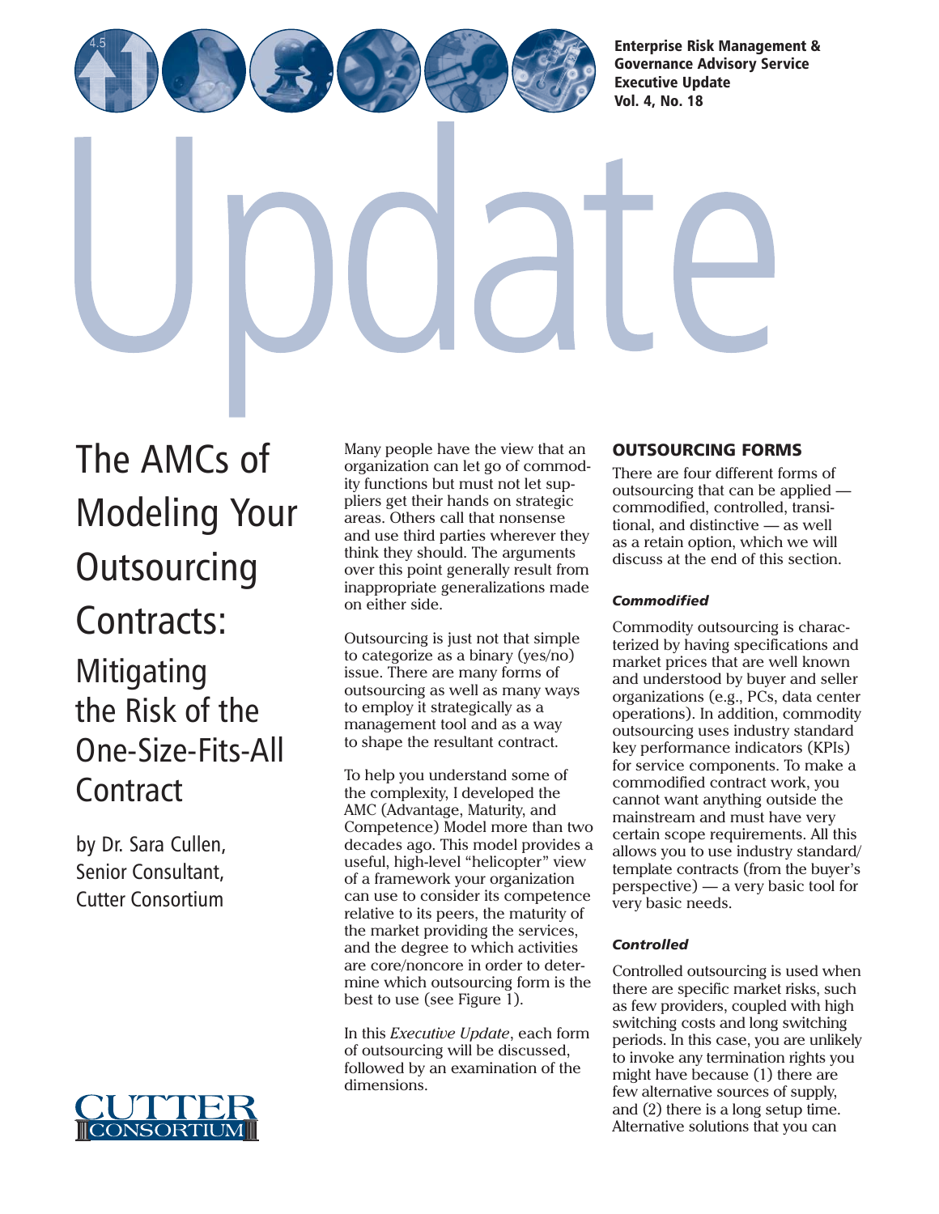Enterprise Risk Management & Governance Advisory Service
Executive Update
Vol. 4, No. 18

# Update

# The AMCs of Modeling Your Outsourcing Contracts:

## Mitigating the Risk of the One-Size-Fits-All Contract

by Dr. Sara Cullen, Senior Consultant, Cutter Consortium

Many people have the view that an organization can let go of commodity functions but must not let suppliers get their hands on strategic areas. Others call that nonsense and use third parties wherever they think they should. The arguments over this point generally result from inappropriate generalizations made on either side.

Outsourcing is just not that simple to categorize as a binary (yes/no) issue. There are many forms of outsourcing as well as many ways to employ it strategically as a management tool and as a way to shape the resultant contract.

To help you understand some of the complexity, I developed the AMC (Advantage, Maturity, and Competence) Model more than two decades ago. This model provides a useful, high-level "helicopter" view of a framework your organization can use to consider its competence relative to its peers, the maturity of the market providing the services, and the degree to which activities are core/noncore in order to determine which outsourcing form is the best to use (see Figure 1).

In this *Executive Update*, each form of outsourcing will be discussed, followed by an examination of the dimensions.

## OUTSOURCING FORMS

There are four different forms of outsourcing that can be applied — commodified, controlled, transitional, and distinctive — as well as a retain option, which we will discuss at the end of this section.

### *Commodified*

Commodity outsourcing is characterized by having specifications and market prices that are well known and understood by buyer and seller organizations (e.g., PCs, data center operations). In addition, commodity outsourcing uses industry standard key performance indicators (KPIs) for service components. To make a commodified contract work, you cannot want anything outside the mainstream and must have very certain scope requirements. All this allows you to use industry standard/template contracts (from the buyer's perspective) — a very basic tool for very basic needs.

### *Controlled*

Controlled outsourcing is used when there are specific market risks, such as few providers, coupled with high switching costs and long switching periods. In this case, you are unlikely to invoke any termination rights you might have because (1) there are few alternative sources of supply, and (2) there is a long setup time. Alternative solutions that you can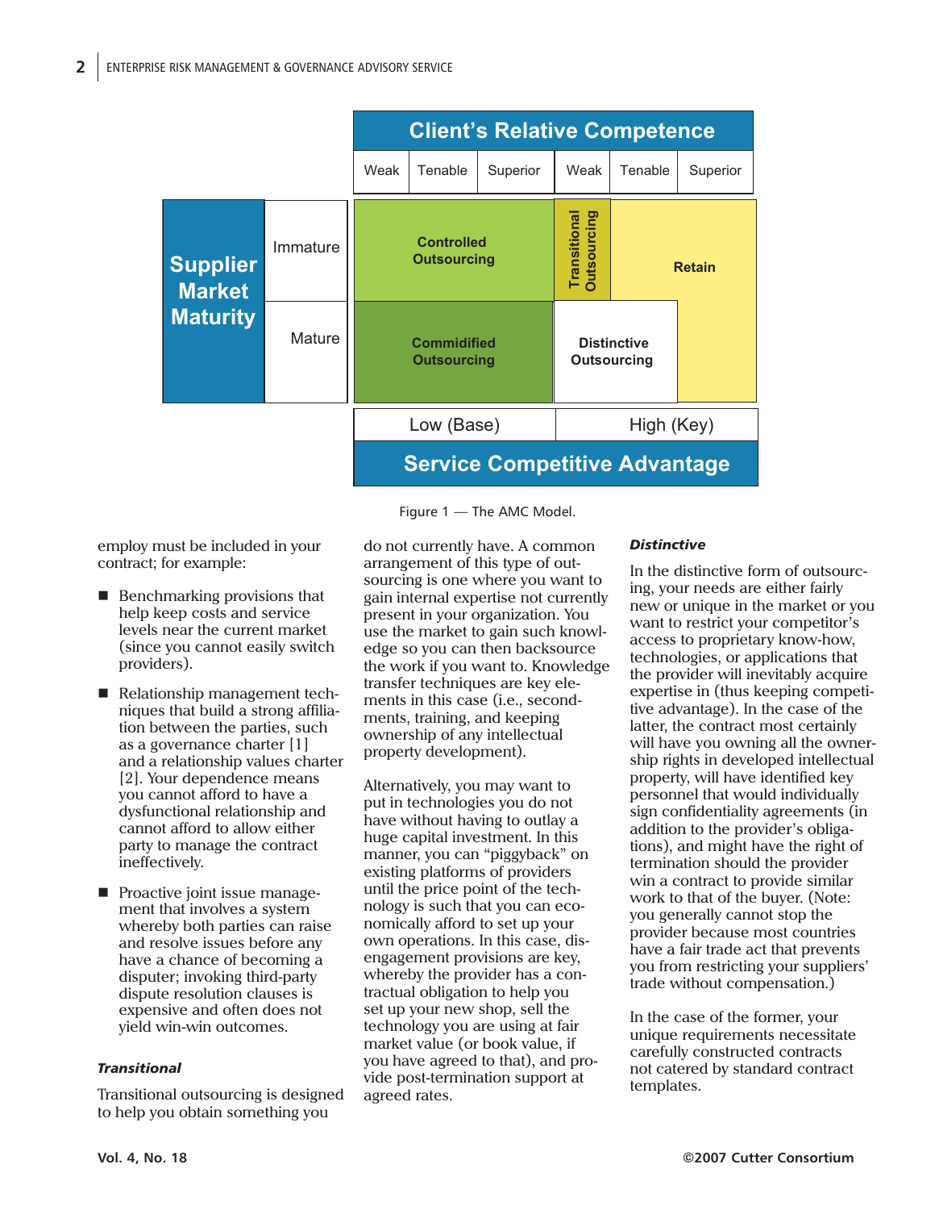| | | Client's Relative Competence | | | | | |
|---|---|---|---|---|---|---|---|
| | | Weak | Tenable | Superior | Weak | Tenable | Superior |
| Supplier Market Maturity | Immature | Controlled Outsourcing | | | Transitional Outsourcing | Retain | |
| | Mature | Commidified Outsourcing | | | Distinctive Outsourcing | | Retain |
| | | Low (Base) | | | High (Key) | | |
| | | Service Competitive Advantage | | | | | |

Figure 1 — The AMC Model.

employ must be included in your contract; for example:

- Benchmarking provisions that help keep costs and service levels near the current market (since you cannot easily switch providers).
- Relationship management techniques that build a strong affiliation between the parties, such as a governance charter [1] and a relationship values charter [2]. Your dependence means you cannot afford to have a dysfunctional relationship and cannot afford to allow either party to manage the contract ineffectively.
- Proactive joint issue management that involves a system whereby both parties can raise and resolve issues before any have a chance of becoming a disputer; invoking third-party dispute resolution clauses is expensive and often does not yield win-win outcomes.

***Transitional***

Transitional outsourcing is designed to help you obtain something you do not currently have. A common arrangement of this type of outsourcing is one where you want to gain internal expertise not currently present in your organization. You use the market to gain such knowledge so you can then backsource the work if you want to. Knowledge transfer techniques are key elements in this case (i.e., secondments, training, and keeping ownership of any intellectual property development).

Alternatively, you may want to put in technologies you do not have without having to outlay a huge capital investment. In this manner, you can "piggyback" on existing platforms of providers until the price point of the technology is such that you can economically afford to set up your own operations. In this case, disengagement provisions are key, whereby the provider has a contractual obligation to help you set up your new shop, sell the technology you are using at fair market value (or book value, if you have agreed to that), and provide post-termination support at agreed rates.

***Distinctive***

In the distinctive form of outsourcing, your needs are either fairly new or unique in the market or you want to restrict your competitor's access to proprietary know-how, technologies, or applications that the provider will inevitably acquire expertise in (thus keeping competitive advantage). In the case of the latter, the contract most certainly will have you owning all the ownership rights in developed intellectual property, will have identified key personnel that would individually sign confidentiality agreements (in addition to the provider's obligations), and might have the right of termination should the provider win a contract to provide similar work to that of the buyer. (Note: you generally cannot stop the provider because most countries have a fair trade act that prevents you from restricting your suppliers' trade without compensation.)

In the case of the former, your unique requirements necessitate carefully constructed contracts not catered by standard contract templates.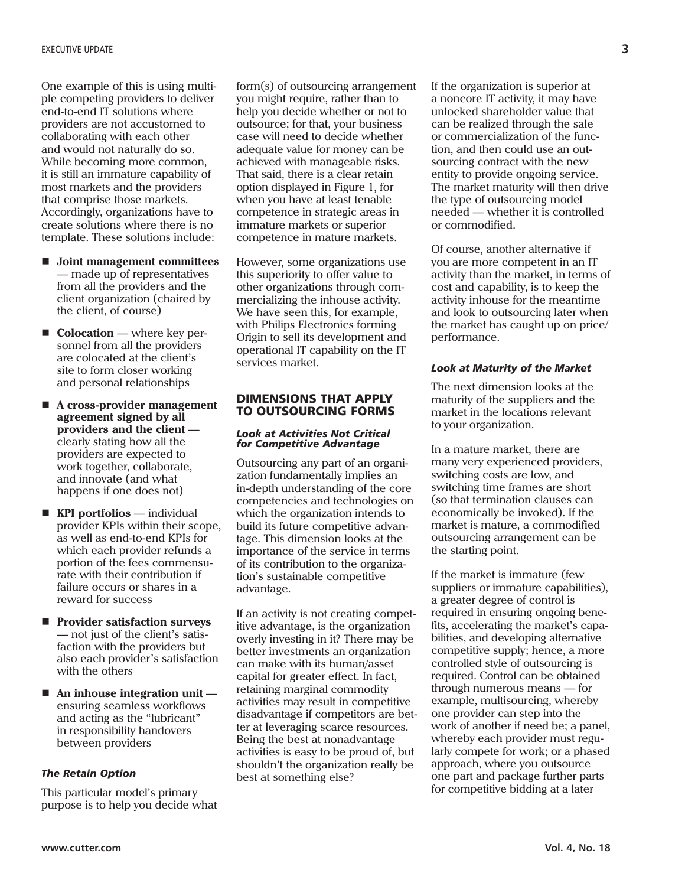One example of this is using multiple competing providers to deliver end-to-end IT solutions where providers are not accustomed to collaborating with each other and would not naturally do so. While becoming more common, it is still an immature capability of most markets and the providers that comprise those markets. Accordingly, organizations have to create solutions where there is no template. These solutions include:

- **Joint management committees** — made up of representatives from all the providers and the client organization (chaired by the client, of course)
- **Colocation** — where key personnel from all the providers are colocated at the client's site to form closer working and personal relationships
- **A cross-provider management agreement signed by all providers and the client** — clearly stating how all the providers are expected to work together, collaborate, and innovate (and what happens if one does not)
- **KPI portfolios** — individual provider KPIs within their scope, as well as end-to-end KPIs for which each provider refunds a portion of the fees commensurate with their contribution if failure occurs or shares in a reward for success
- **Provider satisfaction surveys** — not just of the client's satisfaction with the providers but also each provider's satisfaction with the others
- **An inhouse integration unit** — ensuring seamless workflows and acting as the "lubricant" in responsibility handovers between providers

### *The Retain Option*

This particular model's primary purpose is to help you decide what form(s) of outsourcing arrangement you might require, rather than to help you decide whether or not to outsource; for that, your business case will need to decide whether adequate value for money can be achieved with manageable risks. That said, there is a clear retain option displayed in Figure 1, for when you have at least tenable competence in strategic areas in immature markets or superior competence in mature markets.

However, some organizations use this superiority to offer value to other organizations through commercializing the inhouse activity. We have seen this, for example, with Philips Electronics forming Origin to sell its development and operational IT capability on the IT services market.

## DIMENSIONS THAT APPLY TO OUTSOURCING FORMS

### *Look at Activities Not Critical for Competitive Advantage*

Outsourcing any part of an organization fundamentally implies an in-depth understanding of the core competencies and technologies on which the organization intends to build its future competitive advantage. This dimension looks at the importance of the service in terms of its contribution to the organization's sustainable competitive advantage.

If an activity is not creating competitive advantage, is the organization overly investing in it? There may be better investments an organization can make with its human/asset capital for greater effect. In fact, retaining marginal commodity activities may result in competitive disadvantage if competitors are better at leveraging scarce resources. Being the best at nonadvantage activities is easy to be proud of, but shouldn't the organization really be best at something else?

If the organization is superior at a noncore IT activity, it may have unlocked shareholder value that can be realized through the sale or commercialization of the function, and then could use an outsourcing contract with the new entity to provide ongoing service. The market maturity will then drive the type of outsourcing model needed — whether it is controlled or commodified.

Of course, another alternative if you are more competent in an IT activity than the market, in terms of cost and capability, is to keep the activity inhouse for the meantime and look to outsourcing later when the market has caught up on price/performance.

### *Look at Maturity of the Market*

The next dimension looks at the maturity of the suppliers and the market in the locations relevant to your organization.

In a mature market, there are many very experienced providers, switching costs are low, and switching time frames are short (so that termination clauses can economically be invoked). If the market is mature, a commodified outsourcing arrangement can be the starting point.

If the market is immature (few suppliers or immature capabilities), a greater degree of control is required in ensuring ongoing benefits, accelerating the market's capabilities, and developing alternative competitive supply; hence, a more controlled style of outsourcing is required. Control can be obtained through numerous means — for example, multisourcing, whereby one provider can step into the work of another if need be; a panel, whereby each provider must regularly compete for work; or a phased approach, where you outsource one part and package further parts for competitive bidding at a later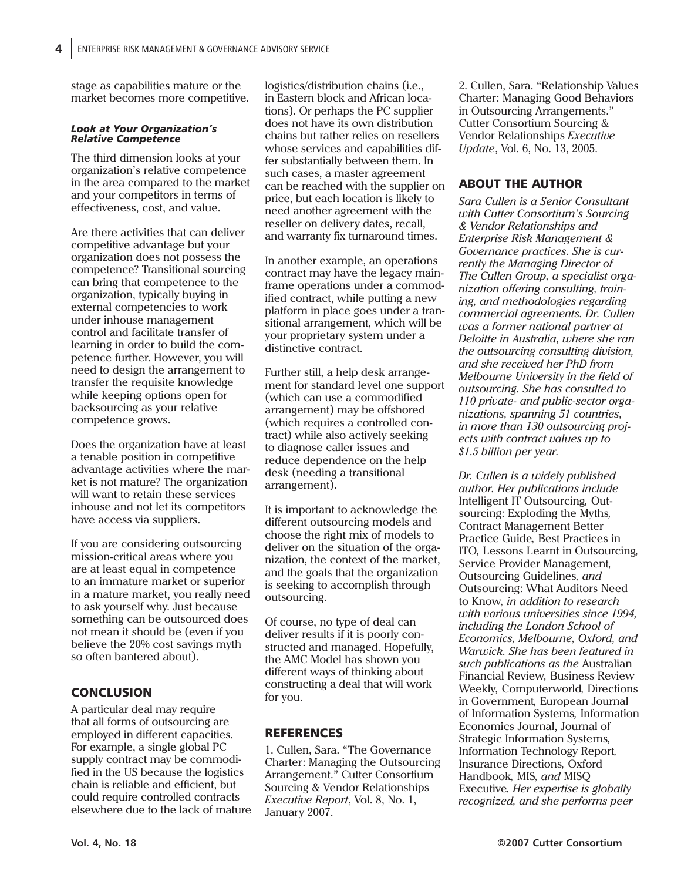stage as capabilities mature or the market becomes more competitive.

#### *Look at Your Organization's Relative Competence*

The third dimension looks at your organization's relative competence in the area compared to the market and your competitors in terms of effectiveness, cost, and value.

Are there activities that can deliver competitive advantage but your organization does not possess the competence? Transitional sourcing can bring that competence to the organization, typically buying in external competencies to work under inhouse management control and facilitate transfer of learning in order to build the competence further. However, you will need to design the arrangement to transfer the requisite knowledge while keeping options open for backsourcing as your relative competence grows.

Does the organization have at least a tenable position in competitive advantage activities where the market is not mature? The organization will want to retain these services inhouse and not let its competitors have access via suppliers.

If you are considering outsourcing mission-critical areas where you are at least equal in competence to an immature market or superior in a mature market, you really need to ask yourself why. Just because something can be outsourced does not mean it should be (even if you believe the 20% cost savings myth so often bantered about).

## CONCLUSION

A particular deal may require that all forms of outsourcing are employed in different capacities. For example, a single global PC supply contract may be commodified in the US because the logistics chain is reliable and efficient, but could require controlled contracts elsewhere due to the lack of mature logistics/distribution chains (i.e., in Eastern block and African locations). Or perhaps the PC supplier does not have its own distribution chains but rather relies on resellers whose services and capabilities differ substantially between them. In such cases, a master agreement can be reached with the supplier on price, but each location is likely to need another agreement with the reseller on delivery dates, recall, and warranty fix turnaround times.

In another example, an operations contract may have the legacy mainframe operations under a commodified contract, while putting a new platform in place goes under a transitional arrangement, which will be your proprietary system under a distinctive contract.

Further still, a help desk arrangement for standard level one support (which can use a commodified arrangement) may be offshored (which requires a controlled contract) while also actively seeking to diagnose caller issues and reduce dependence on the help desk (needing a transitional arrangement).

It is important to acknowledge the different outsourcing models and choose the right mix of models to deliver on the situation of the organization, the context of the market, and the goals that the organization is seeking to accomplish through outsourcing.

Of course, no type of deal can deliver results if it is poorly constructed and managed. Hopefully, the AMC Model has shown you different ways of thinking about constructing a deal that will work for you.

## REFERENCES

1. Cullen, Sara. "The Governance Charter: Managing the Outsourcing Arrangement." Cutter Consortium Sourcing & Vendor Relationships *Executive Report*, Vol. 8, No. 1, January 2007.

2. Cullen, Sara. "Relationship Values Charter: Managing Good Behaviors in Outsourcing Arrangements." Cutter Consortium Sourcing & Vendor Relationships *Executive Update*, Vol. 6, No. 13, 2005.

## ABOUT THE AUTHOR

*Sara Cullen is a Senior Consultant with Cutter Consortium's Sourcing & Vendor Relationships and Enterprise Risk Management & Governance practices. She is currently the Managing Director of The Cullen Group, a specialist organization offering consulting, training, and methodologies regarding commercial agreements. Dr. Cullen was a former national partner at Deloitte in Australia, where she ran the outsourcing consulting division, and she received her PhD from Melbourne University in the field of outsourcing. She has consulted to 110 private- and public-sector organizations, spanning 51 countries, in more than 130 outsourcing projects with contract values up to $1.5 billion per year.*

*Dr. Cullen is a widely published author. Her publications include* Intelligent IT Outsourcing, Outsourcing: Exploding the Myths, Contract Management Better Practice Guide, Best Practices in ITO, Lessons Learnt in Outsourcing, Service Provider Management, Outsourcing Guidelines, *and* Outsourcing: What Auditors Need to Know, *in addition to research with various universities since 1994, including the London School of Economics, Melbourne, Oxford, and Warwick. She has been featured in such publications as the* Australian Financial Review, Business Review Weekly, Computerworld, Directions in Government, European Journal of Information Systems, Information Economics Journal, Journal of Strategic Information Systems, Information Technology Report, Insurance Directions, Oxford Handbook, MIS, *and* MISQ Executive. *Her expertise is globally recognized, and she performs peer*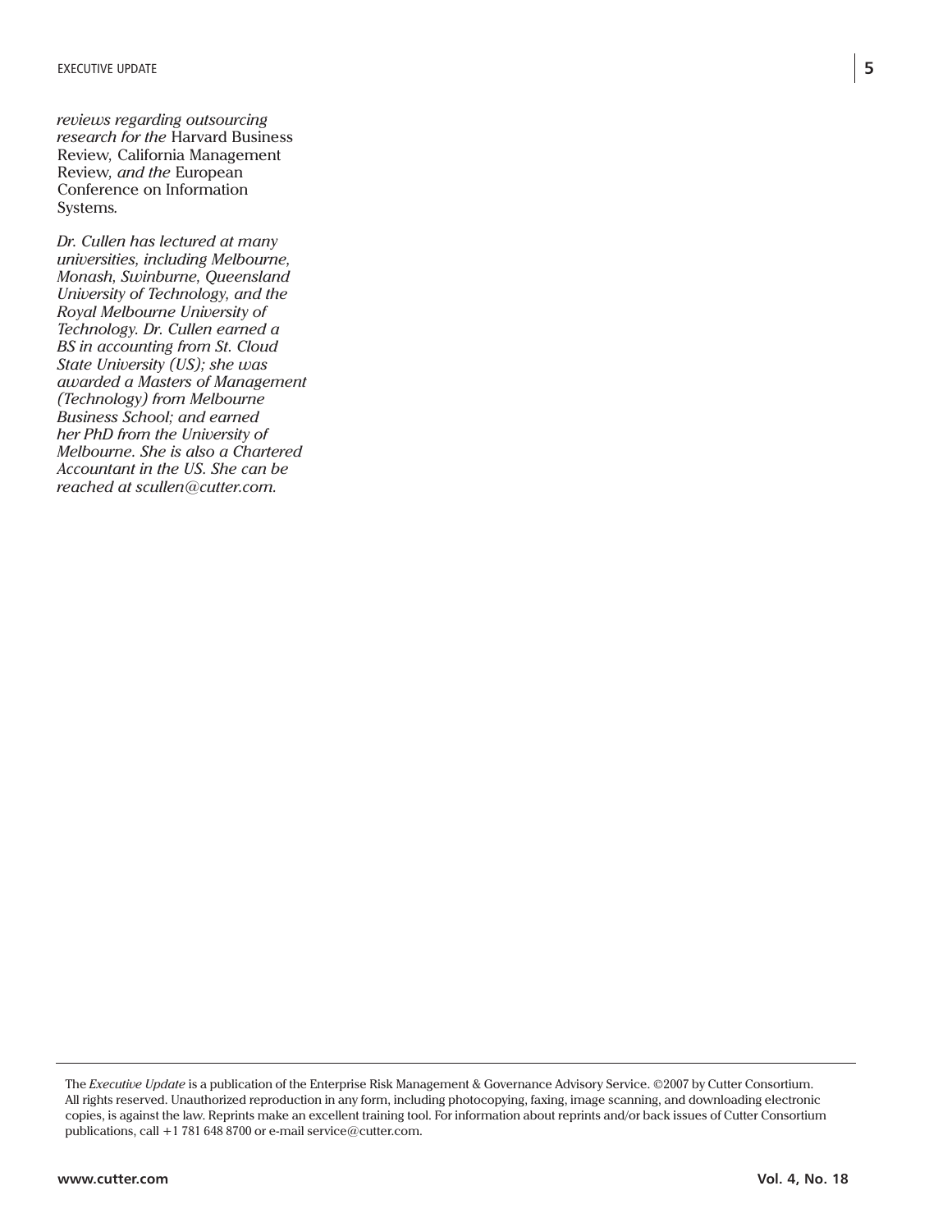*reviews regarding outsourcing research for the* Harvard Business Review, California Management Review, *and the* European Conference on Information Systems*.*

*Dr. Cullen has lectured at many universities, including Melbourne, Monash, Swinburne, Queensland University of Technology, and the Royal Melbourne University of Technology. Dr. Cullen earned a BS in accounting from St. Cloud State University (US); she was awarded a Masters of Management (Technology) from Melbourne Business School; and earned her PhD from the University of Melbourne. She is also a Chartered Accountant in the US. She can be reached at scullen@cutter.com.*

---

The *Executive Update* is a publication of the Enterprise Risk Management & Governance Advisory Service. ©2007 by Cutter Consortium. All rights reserved. Unauthorized reproduction in any form, including photocopying, faxing, image scanning, and downloading electronic copies, is against the law. Reprints make an excellent training tool. For information about reprints and/or back issues of Cutter Consortium publications, call +1 781 648 8700 or e-mail service@cutter.com.